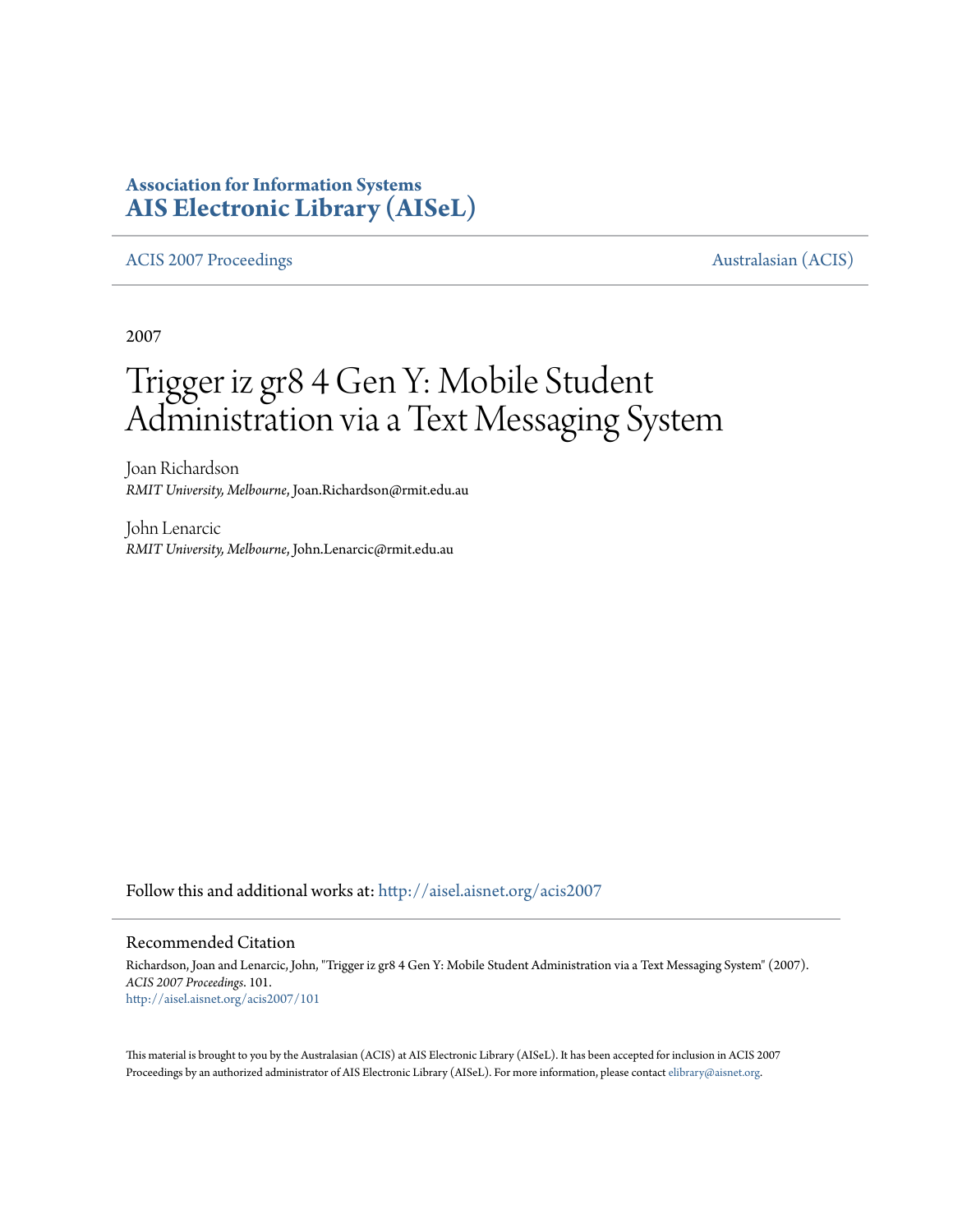**Association for Information Systems**
**AIS Electronic Library (AISeL)**

ACIS 2007 Proceedings | Australasian (ACIS)

2007

# Trigger iz gr8 4 Gen Y: Mobile Student Administration via a Text Messaging System

Joan Richardson
*RMIT University, Melbourne*, Joan.Richardson@rmit.edu.au

John Lenarcic
*RMIT University, Melbourne*, John.Lenarcic@rmit.edu.au

Follow this and additional works at: http://aisel.aisnet.org/acis2007

## Recommended Citation

Richardson, Joan and Lenarcic, John, "Trigger iz gr8 4 Gen Y: Mobile Student Administration via a Text Messaging System" (2007). *ACIS 2007 Proceedings*. 101.
http://aisel.aisnet.org/acis2007/101

This material is brought to you by the Australasian (ACIS) at AIS Electronic Library (AISeL). It has been accepted for inclusion in ACIS 2007 Proceedings by an authorized administrator of AIS Electronic Library (AISeL). For more information, please contact elibrary@aisnet.org.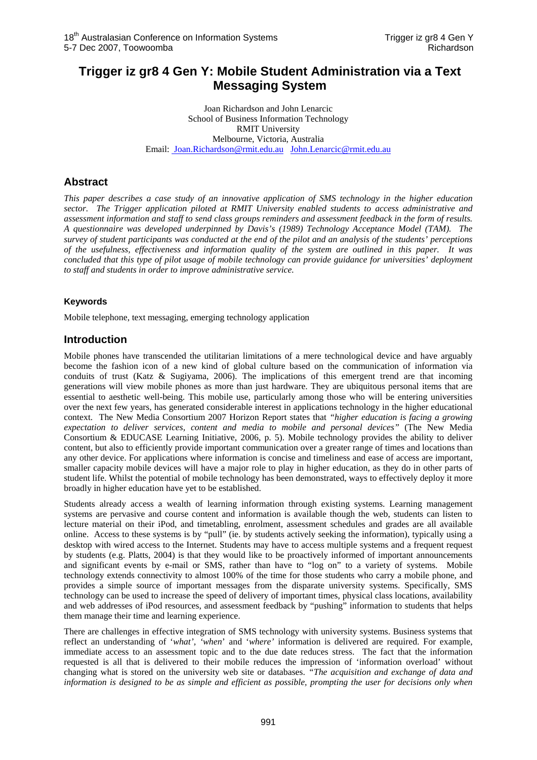# Trigger iz gr8 4 Gen Y: Mobile Student Administration via a Text Messaging System

Joan Richardson and John Lenarcic  
School of Business Information Technology  
RMIT University  
Melbourne, Victoria, Australia  
Email: Joan.Richardson@rmit.edu.au John.Lenarcic@rmit.edu.au

## Abstract

*This paper describes a case study of an innovative application of SMS technology in the higher education sector. The Trigger application piloted at RMIT University enabled students to access administrative and assessment information and staff to send class groups reminders and assessment feedback in the form of results. A questionnaire was developed underpinned by Davis's (1989) Technology Acceptance Model (TAM). The survey of student participants was conducted at the end of the pilot and an analysis of the students' perceptions of the usefulness, effectiveness and information quality of the system are outlined in this paper. It was concluded that this type of pilot usage of mobile technology can provide guidance for universities' deployment to staff and students in order to improve administrative service.*

### Keywords

Mobile telephone, text messaging, emerging technology application

## Introduction

Mobile phones have transcended the utilitarian limitations of a mere technological device and have arguably become the fashion icon of a new kind of global culture based on the communication of information via conduits of trust (Katz & Sugiyama, 2006). The implications of this emergent trend are that incoming generations will view mobile phones as more than just hardware. They are ubiquitous personal items that are essential to aesthetic well-being. This mobile use, particularly among those who will be entering universities over the next few years, has generated considerable interest in applications technology in the higher educational context. The New Media Consortium 2007 Horizon Report states that *"higher education is facing a growing expectation to deliver services, content and media to mobile and personal devices"* (The New Media Consortium & EDUCASE Learning Initiative, 2006, p. 5). Mobile technology provides the ability to deliver content, but also to efficiently provide important communication over a greater range of times and locations than any other device. For applications where information is concise and timeliness and ease of access are important, smaller capacity mobile devices will have a major role to play in higher education, as they do in other parts of student life. Whilst the potential of mobile technology has been demonstrated, ways to effectively deploy it more broadly in higher education have yet to be established.

Students already access a wealth of learning information through existing systems. Learning management systems are pervasive and course content and information is available though the web, students can listen to lecture material on their iPod, and timetabling, enrolment, assessment schedules and grades are all available online. Access to these systems is by "pull" (ie. by students actively seeking the information), typically using a desktop with wired access to the Internet. Students may have to access multiple systems and a frequent request by students (e.g. Platts, 2004) is that they would like to be proactively informed of important announcements and significant events by e-mail or SMS, rather than have to "log on" to a variety of systems. Mobile technology extends connectivity to almost 100% of the time for those students who carry a mobile phone, and provides a simple source of important messages from the disparate university systems. Specifically, SMS technology can be used to increase the speed of delivery of important times, physical class locations, availability and web addresses of iPod resources, and assessment feedback by "pushing" information to students that helps them manage their time and learning experience.

There are challenges in effective integration of SMS technology with university systems. Business systems that reflect an understanding of '*what'*, '*when*' and '*where'* information is delivered are required. For example, immediate access to an assessment topic and to the due date reduces stress. The fact that the information requested is all that is delivered to their mobile reduces the impression of 'information overload' without changing what is stored on the university web site or databases. *"The acquisition and exchange of data and information is designed to be as simple and efficient as possible, prompting the user for decisions only when*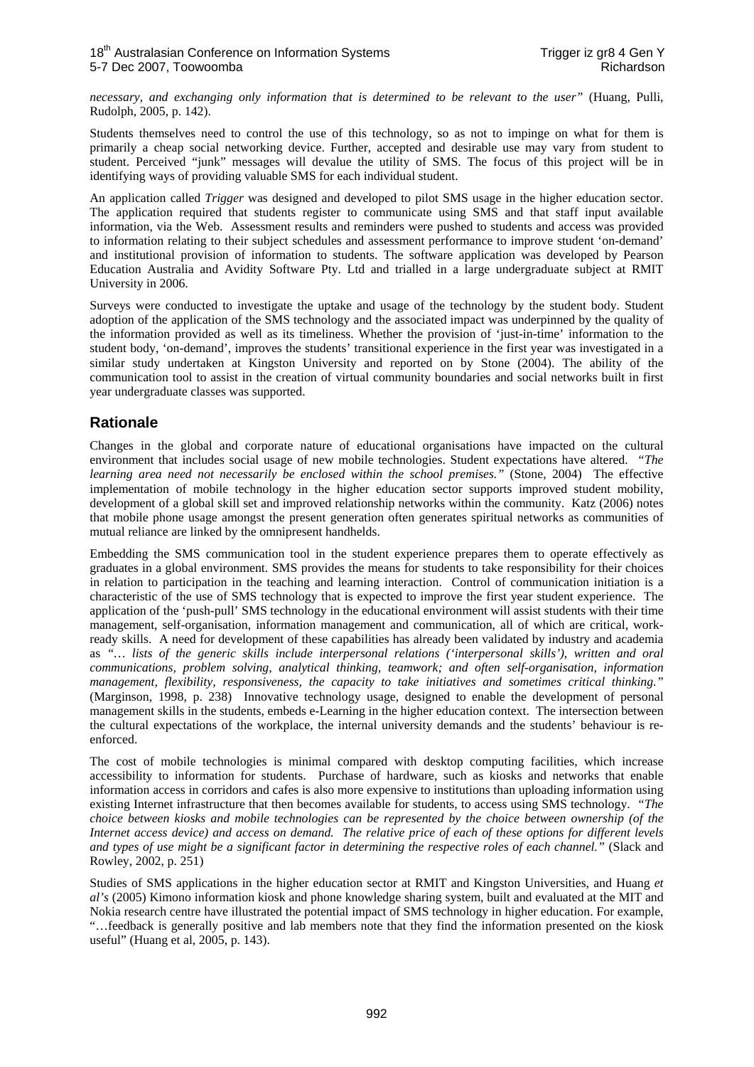*necessary, and exchanging only information that is determined to be relevant to the user"* (Huang, Pulli, Rudolph, 2005, p. 142).

Students themselves need to control the use of this technology, so as not to impinge on what for them is primarily a cheap social networking device. Further, accepted and desirable use may vary from student to student. Perceived "junk" messages will devalue the utility of SMS. The focus of this project will be in identifying ways of providing valuable SMS for each individual student.

An application called *Trigger* was designed and developed to pilot SMS usage in the higher education sector. The application required that students register to communicate using SMS and that staff input available information, via the Web. Assessment results and reminders were pushed to students and access was provided to information relating to their subject schedules and assessment performance to improve student 'on-demand' and institutional provision of information to students. The software application was developed by Pearson Education Australia and Avidity Software Pty. Ltd and trialled in a large undergraduate subject at RMIT University in 2006.

Surveys were conducted to investigate the uptake and usage of the technology by the student body. Student adoption of the application of the SMS technology and the associated impact was underpinned by the quality of the information provided as well as its timeliness. Whether the provision of 'just-in-time' information to the student body, 'on-demand', improves the students' transitional experience in the first year was investigated in a similar study undertaken at Kingston University and reported on by Stone (2004). The ability of the communication tool to assist in the creation of virtual community boundaries and social networks built in first year undergraduate classes was supported.

## Rationale

Changes in the global and corporate nature of educational organisations have impacted on the cultural environment that includes social usage of new mobile technologies. Student expectations have altered. *"The learning area need not necessarily be enclosed within the school premises."* (Stone, 2004) The effective implementation of mobile technology in the higher education sector supports improved student mobility, development of a global skill set and improved relationship networks within the community. Katz (2006) notes that mobile phone usage amongst the present generation often generates spiritual networks as communities of mutual reliance are linked by the omnipresent handhelds.

Embedding the SMS communication tool in the student experience prepares them to operate effectively as graduates in a global environment. SMS provides the means for students to take responsibility for their choices in relation to participation in the teaching and learning interaction. Control of communication initiation is a characteristic of the use of SMS technology that is expected to improve the first year student experience. The application of the 'push-pull' SMS technology in the educational environment will assist students with their time management, self-organisation, information management and communication, all of which are critical, work-ready skills. A need for development of these capabilities has already been validated by industry and academia as *"… lists of the generic skills include interpersonal relations ('interpersonal skills'), written and oral communications, problem solving, analytical thinking, teamwork; and often self-organisation, information management, flexibility, responsiveness, the capacity to take initiatives and sometimes critical thinking."* (Marginson, 1998, p. 238) Innovative technology usage, designed to enable the development of personal management skills in the students, embeds e-Learning in the higher education context. The intersection between the cultural expectations of the workplace, the internal university demands and the students' behaviour is re-enforced.

The cost of mobile technologies is minimal compared with desktop computing facilities, which increase accessibility to information for students. Purchase of hardware, such as kiosks and networks that enable information access in corridors and cafes is also more expensive to institutions than uploading information using existing Internet infrastructure that then becomes available for students, to access using SMS technology. *"The choice between kiosks and mobile technologies can be represented by the choice between ownership (of the Internet access device) and access on demand. The relative price of each of these options for different levels and types of use might be a significant factor in determining the respective roles of each channel."* (Slack and Rowley, 2002, p. 251)

Studies of SMS applications in the higher education sector at RMIT and Kingston Universities, and Huang *et al's* (2005) Kimono information kiosk and phone knowledge sharing system, built and evaluated at the MIT and Nokia research centre have illustrated the potential impact of SMS technology in higher education. For example, "…feedback is generally positive and lab members note that they find the information presented on the kiosk useful" (Huang et al, 2005, p. 143).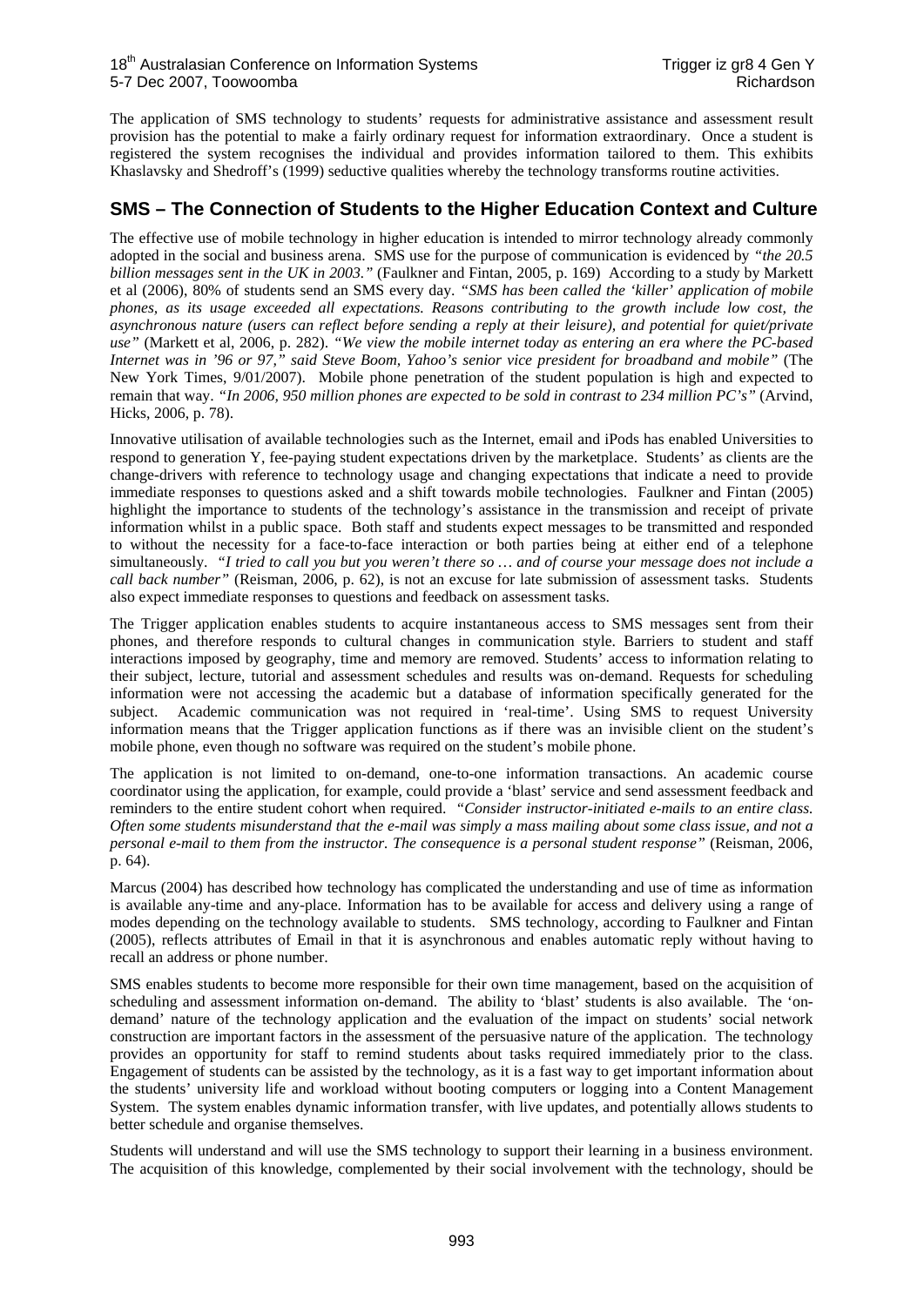The application of SMS technology to students' requests for administrative assistance and assessment result provision has the potential to make a fairly ordinary request for information extraordinary. Once a student is registered the system recognises the individual and provides information tailored to them. This exhibits Khaslavsky and Shedroff's (1999) seductive qualities whereby the technology transforms routine activities.

## SMS – The Connection of Students to the Higher Education Context and Culture

The effective use of mobile technology in higher education is intended to mirror technology already commonly adopted in the social and business arena. SMS use for the purpose of communication is evidenced by *"the 20.5 billion messages sent in the UK in 2003."* (Faulkner and Fintan, 2005, p. 169) According to a study by Markett et al (2006), 80% of students send an SMS every day. *"SMS has been called the 'killer' application of mobile phones, as its usage exceeded all expectations. Reasons contributing to the growth include low cost, the asynchronous nature (users can reflect before sending a reply at their leisure), and potential for quiet/private use"* (Markett et al, 2006, p. 282). *"We view the mobile internet today as entering an era where the PC-based Internet was in '96 or 97," said Steve Boom, Yahoo's senior vice president for broadband and mobile"* (The New York Times, 9/01/2007). Mobile phone penetration of the student population is high and expected to remain that way. *"In 2006, 950 million phones are expected to be sold in contrast to 234 million PC's"* (Arvind, Hicks, 2006, p. 78).

Innovative utilisation of available technologies such as the Internet, email and iPods has enabled Universities to respond to generation Y, fee-paying student expectations driven by the marketplace. Students' as clients are the change-drivers with reference to technology usage and changing expectations that indicate a need to provide immediate responses to questions asked and a shift towards mobile technologies. Faulkner and Fintan (2005) highlight the importance to students of the technology's assistance in the transmission and receipt of private information whilst in a public space. Both staff and students expect messages to be transmitted and responded to without the necessity for a face-to-face interaction or both parties being at either end of a telephone simultaneously. *"I tried to call you but you weren't there so … and of course your message does not include a call back number"* (Reisman, 2006, p. 62), is not an excuse for late submission of assessment tasks. Students also expect immediate responses to questions and feedback on assessment tasks.

The Trigger application enables students to acquire instantaneous access to SMS messages sent from their phones, and therefore responds to cultural changes in communication style. Barriers to student and staff interactions imposed by geography, time and memory are removed. Students' access to information relating to their subject, lecture, tutorial and assessment schedules and results was on-demand. Requests for scheduling information were not accessing the academic but a database of information specifically generated for the subject. Academic communication was not required in 'real-time'. Using SMS to request University information means that the Trigger application functions as if there was an invisible client on the student's mobile phone, even though no software was required on the student's mobile phone.

The application is not limited to on-demand, one-to-one information transactions. An academic course coordinator using the application, for example, could provide a 'blast' service and send assessment feedback and reminders to the entire student cohort when required. *"Consider instructor-initiated e-mails to an entire class. Often some students misunderstand that the e-mail was simply a mass mailing about some class issue, and not a personal e-mail to them from the instructor. The consequence is a personal student response"* (Reisman, 2006, p. 64).

Marcus (2004) has described how technology has complicated the understanding and use of time as information is available any-time and any-place. Information has to be available for access and delivery using a range of modes depending on the technology available to students. SMS technology, according to Faulkner and Fintan (2005), reflects attributes of Email in that it is asynchronous and enables automatic reply without having to recall an address or phone number.

SMS enables students to become more responsible for their own time management, based on the acquisition of scheduling and assessment information on-demand. The ability to 'blast' students is also available. The 'on-demand' nature of the technology application and the evaluation of the impact on students' social network construction are important factors in the assessment of the persuasive nature of the application. The technology provides an opportunity for staff to remind students about tasks required immediately prior to the class. Engagement of students can be assisted by the technology, as it is a fast way to get important information about the students' university life and workload without booting computers or logging into a Content Management System. The system enables dynamic information transfer, with live updates, and potentially allows students to better schedule and organise themselves.

Students will understand and will use the SMS technology to support their learning in a business environment. The acquisition of this knowledge, complemented by their social involvement with the technology, should be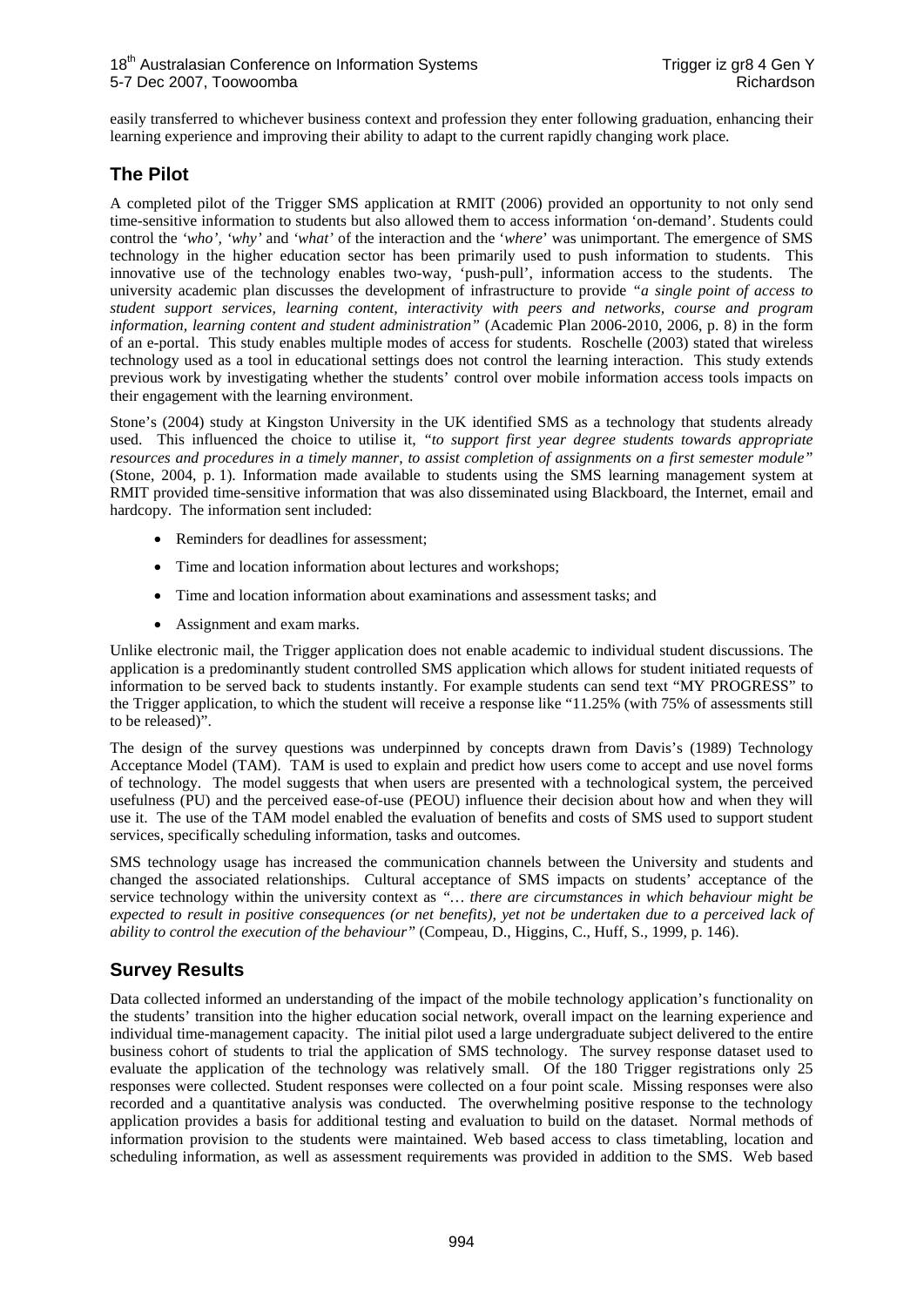easily transferred to whichever business context and profession they enter following graduation, enhancing their learning experience and improving their ability to adapt to the current rapidly changing work place.

## The Pilot

A completed pilot of the Trigger SMS application at RMIT (2006) provided an opportunity to not only send time-sensitive information to students but also allowed them to access information 'on-demand'. Students could control the *'who'*, *'why'* and *'what'* of the interaction and the '*where*' was unimportant. The emergence of SMS technology in the higher education sector has been primarily used to push information to students. This innovative use of the technology enables two-way, 'push-pull', information access to the students. The university academic plan discusses the development of infrastructure to provide *"a single point of access to student support services, learning content, interactivity with peers and networks, course and program information, learning content and student administration"* (Academic Plan 2006-2010, 2006, p. 8) in the form of an e-portal. This study enables multiple modes of access for students. Roschelle (2003) stated that wireless technology used as a tool in educational settings does not control the learning interaction. This study extends previous work by investigating whether the students' control over mobile information access tools impacts on their engagement with the learning environment.

Stone's (2004) study at Kingston University in the UK identified SMS as a technology that students already used. This influenced the choice to utilise it, *"to support first year degree students towards appropriate resources and procedures in a timely manner, to assist completion of assignments on a first semester module"* (Stone, 2004, p. 1). Information made available to students using the SMS learning management system at RMIT provided time-sensitive information that was also disseminated using Blackboard, the Internet, email and hardcopy. The information sent included:

- Reminders for deadlines for assessment;
- Time and location information about lectures and workshops;
- Time and location information about examinations and assessment tasks; and
- Assignment and exam marks.

Unlike electronic mail, the Trigger application does not enable academic to individual student discussions. The application is a predominantly student controlled SMS application which allows for student initiated requests of information to be served back to students instantly. For example students can send text "MY PROGRESS" to the Trigger application, to which the student will receive a response like "11.25% (with 75% of assessments still to be released)".

The design of the survey questions was underpinned by concepts drawn from Davis's (1989) Technology Acceptance Model (TAM). TAM is used to explain and predict how users come to accept and use novel forms of technology. The model suggests that when users are presented with a technological system, the perceived usefulness (PU) and the perceived ease-of-use (PEOU) influence their decision about how and when they will use it. The use of the TAM model enabled the evaluation of benefits and costs of SMS used to support student services, specifically scheduling information, tasks and outcomes.

SMS technology usage has increased the communication channels between the University and students and changed the associated relationships. Cultural acceptance of SMS impacts on students' acceptance of the service technology within the university context as *"… there are circumstances in which behaviour might be expected to result in positive consequences (or net benefits), yet not be undertaken due to a perceived lack of ability to control the execution of the behaviour"* (Compeau, D., Higgins, C., Huff, S., 1999, p. 146).

## Survey Results

Data collected informed an understanding of the impact of the mobile technology application's functionality on the students' transition into the higher education social network, overall impact on the learning experience and individual time-management capacity. The initial pilot used a large undergraduate subject delivered to the entire business cohort of students to trial the application of SMS technology. The survey response dataset used to evaluate the application of the technology was relatively small. Of the 180 Trigger registrations only 25 responses were collected. Student responses were collected on a four point scale. Missing responses were also recorded and a quantitative analysis was conducted. The overwhelming positive response to the technology application provides a basis for additional testing and evaluation to build on the dataset. Normal methods of information provision to the students were maintained. Web based access to class timetabling, location and scheduling information, as well as assessment requirements was provided in addition to the SMS. Web based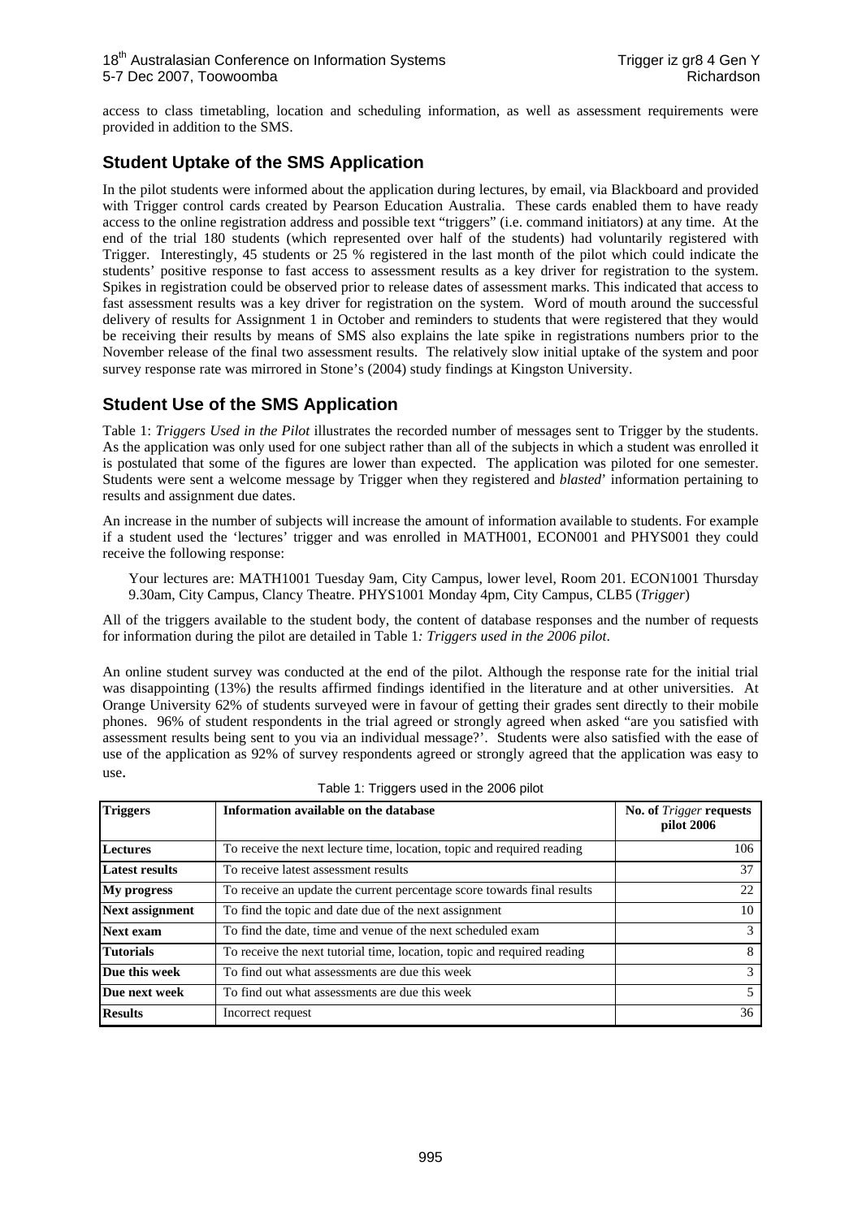access to class timetabling, location and scheduling information, as well as assessment requirements were provided in addition to the SMS.

## Student Uptake of the SMS Application

In the pilot students were informed about the application during lectures, by email, via Blackboard and provided with Trigger control cards created by Pearson Education Australia. These cards enabled them to have ready access to the online registration address and possible text "triggers" (i.e. command initiators) at any time. At the end of the trial 180 students (which represented over half of the students) had voluntarily registered with Trigger. Interestingly, 45 students or 25 % registered in the last month of the pilot which could indicate the students' positive response to fast access to assessment results as a key driver for registration to the system. Spikes in registration could be observed prior to release dates of assessment marks. This indicated that access to fast assessment results was a key driver for registration on the system. Word of mouth around the successful delivery of results for Assignment 1 in October and reminders to students that were registered that they would be receiving their results by means of SMS also explains the late spike in registrations numbers prior to the November release of the final two assessment results. The relatively slow initial uptake of the system and poor survey response rate was mirrored in Stone's (2004) study findings at Kingston University.

## Student Use of the SMS Application

Table 1: *Triggers Used in the Pilot* illustrates the recorded number of messages sent to Trigger by the students. As the application was only used for one subject rather than all of the subjects in which a student was enrolled it is postulated that some of the figures are lower than expected. The application was piloted for one semester. Students were sent a welcome message by Trigger when they registered and *blasted*' information pertaining to results and assignment due dates.

An increase in the number of subjects will increase the amount of information available to students. For example if a student used the 'lectures' trigger and was enrolled in MATH001, ECON001 and PHYS001 they could receive the following response:

> Your lectures are: MATH1001 Tuesday 9am, City Campus, lower level, Room 201. ECON1001 Thursday 9.30am, City Campus, Clancy Theatre. PHYS1001 Monday 4pm, City Campus, CLB5 (*Trigger*)

All of the triggers available to the student body, the content of database responses and the number of requests for information during the pilot are detailed in Table 1*: Triggers used in the 2006 pilot*.

An online student survey was conducted at the end of the pilot. Although the response rate for the initial trial was disappointing (13%) the results affirmed findings identified in the literature and at other universities. At Orange University 62% of students surveyed were in favour of getting their grades sent directly to their mobile phones. 96% of student respondents in the trial agreed or strongly agreed when asked "are you satisfied with assessment results being sent to you via an individual message?'. Students were also satisfied with the ease of use of the application as 92% of survey respondents agreed or strongly agreed that the application was easy to use.

Table 1: Triggers used in the 2006 pilot

| **Triggers** | **Information available on the database** | **No. of *Trigger* requests pilot 2006** |
|---|---|---|
| **Lectures** | To receive the next lecture time, location, topic and required reading | 106 |
| **Latest results** | To receive latest assessment results | 37 |
| **My progress** | To receive an update the current percentage score towards final results | 22 |
| **Next assignment** | To find the topic and date due of the next assignment | 10 |
| **Next exam** | To find the date, time and venue of the next scheduled exam | 3 |
| **Tutorials** | To receive the next tutorial time, location, topic and required reading | 8 |
| **Due this week** | To find out what assessments are due this week | 3 |
| **Due next week** | To find out what assessments are due this week | 5 |
| **Results** | Incorrect request | 36 |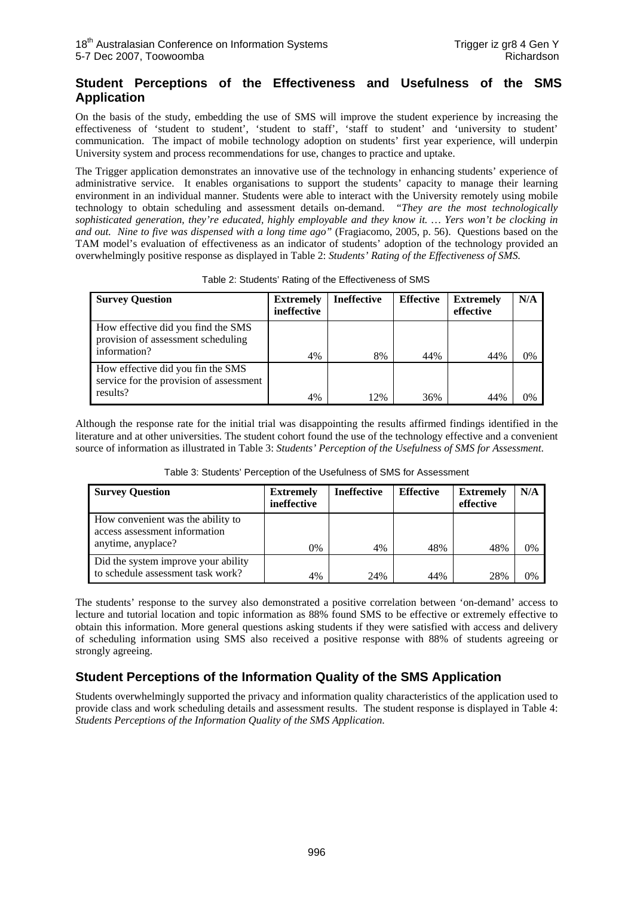## Student Perceptions of the Effectiveness and Usefulness of the SMS Application

On the basis of the study, embedding the use of SMS will improve the student experience by increasing the effectiveness of 'student to student', 'student to staff', 'staff to student' and 'university to student' communication. The impact of mobile technology adoption on students' first year experience, will underpin University system and process recommendations for use, changes to practice and uptake.

The Trigger application demonstrates an innovative use of the technology in enhancing students' experience of administrative service. It enables organisations to support the students' capacity to manage their learning environment in an individual manner. Students were able to interact with the University remotely using mobile technology to obtain scheduling and assessment details on-demand. *"They are the most technologically sophisticated generation, they're educated, highly employable and they know it. … Yers won't be clocking in and out. Nine to five was dispensed with a long time ago"* (Fragiacomo, 2005, p. 56). Questions based on the TAM model's evaluation of effectiveness as an indicator of students' adoption of the technology provided an overwhelmingly positive response as displayed in Table 2: *Students' Rating of the Effectiveness of SMS.*

Table 2: Students' Rating of the Effectiveness of SMS

| Survey Question | Extremely ineffective | Ineffective | Effective | Extremely effective | N/A |
|---|---|---|---|---|---|
| How effective did you find the SMS provision of assessment scheduling information? | 4% | 8% | 44% | 44% | 0% |
| How effective did you fin the SMS service for the provision of assessment results? | 4% | 12% | 36% | 44% | 0% |

Although the response rate for the initial trial was disappointing the results affirmed findings identified in the literature and at other universities. The student cohort found the use of the technology effective and a convenient source of information as illustrated in Table 3: *Students' Perception of the Usefulness of SMS for Assessment.*

Table 3: Students' Perception of the Usefulness of SMS for Assessment

| Survey Question | Extremely ineffective | Ineffective | Effective | Extremely effective | N/A |
|---|---|---|---|---|---|
| How convenient was the ability to access assessment information anytime, anyplace? | 0% | 4% | 48% | 48% | 0% |
| Did the system improve your ability to schedule assessment task work? | 4% | 24% | 44% | 28% | 0% |

The students' response to the survey also demonstrated a positive correlation between 'on-demand' access to lecture and tutorial location and topic information as 88% found SMS to be effective or extremely effective to obtain this information. More general questions asking students if they were satisfied with access and delivery of scheduling information using SMS also received a positive response with 88% of students agreeing or strongly agreeing.

## Student Perceptions of the Information Quality of the SMS Application

Students overwhelmingly supported the privacy and information quality characteristics of the application used to provide class and work scheduling details and assessment results. The student response is displayed in Table 4: *Students Perceptions of the Information Quality of the SMS Application.*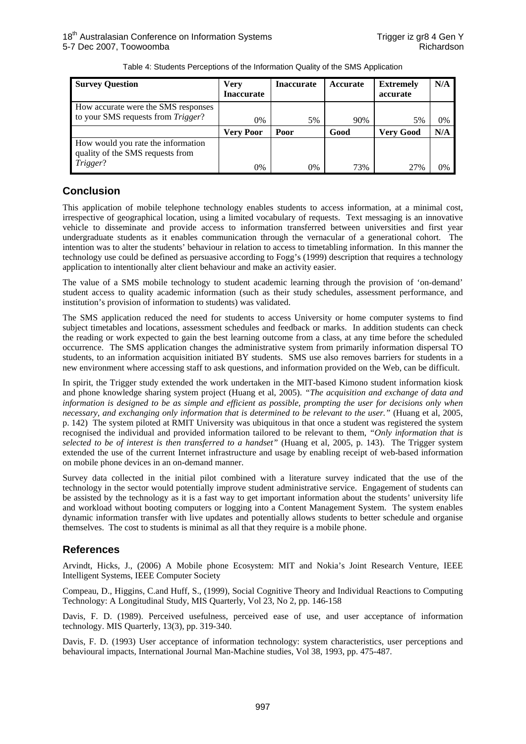Table 4: Students Perceptions of the Information Quality of the SMS Application

| Survey Question | Very Inaccurate | Inaccurate | Accurate | Extremely accurate | N/A |
|---|---|---|---|---|---|
| How accurate were the SMS responses to your SMS requests from *Trigger*? | 0% | 5% | 90% | 5% | 0% |
| | **Very Poor** | **Poor** | **Good** | **Very Good** | **N/A** |
| How would you rate the information quality of the SMS requests from *Trigger*? | 0% | 0% | 73% | 27% | 0% |

## Conclusion

This application of mobile telephone technology enables students to access information, at a minimal cost, irrespective of geographical location, using a limited vocabulary of requests. Text messaging is an innovative vehicle to disseminate and provide access to information transferred between universities and first year undergraduate students as it enables communication through the vernacular of a generational cohort. The intention was to alter the students' behaviour in relation to access to timetabling information. In this manner the technology use could be defined as persuasive according to Fogg's (1999) description that requires a technology application to intentionally alter client behaviour and make an activity easier.

The value of a SMS mobile technology to student academic learning through the provision of 'on-demand' student access to quality academic information (such as their study schedules, assessment performance, and institution's provision of information to students) was validated.

The SMS application reduced the need for students to access University or home computer systems to find subject timetables and locations, assessment schedules and feedback or marks. In addition students can check the reading or work expected to gain the best learning outcome from a class, at any time before the scheduled occurrence. The SMS application changes the administrative system from primarily information dispersal TO students, to an information acquisition initiated BY students. SMS use also removes barriers for students in a new environment where accessing staff to ask questions, and information provided on the Web, can be difficult.

In spirit, the Trigger study extended the work undertaken in the MIT-based Kimono student information kiosk and phone knowledge sharing system project (Huang et al, 2005). *"The acquisition and exchange of data and information is designed to be as simple and efficient as possible, prompting the user for decisions only when necessary, and exchanging only information that is determined to be relevant to the user."* (Huang et al, 2005, p. 142) The system piloted at RMIT University was ubiquitous in that once a student was registered the system recognised the individual and provided information tailored to be relevant to them, *"Only information that is selected to be of interest is then transferred to a handset"* (Huang et al, 2005, p. 143). The Trigger system extended the use of the current Internet infrastructure and usage by enabling receipt of web-based information on mobile phone devices in an on-demand manner.

Survey data collected in the initial pilot combined with a literature survey indicated that the use of the technology in the sector would potentially improve student administrative service. Engagement of students can be assisted by the technology as it is a fast way to get important information about the students' university life and workload without booting computers or logging into a Content Management System. The system enables dynamic information transfer with live updates and potentially allows students to better schedule and organise themselves. The cost to students is minimal as all that they require is a mobile phone.

## References

Arvindt, Hicks, J., (2006) A Mobile phone Ecosystem: MIT and Nokia's Joint Research Venture, IEEE Intelligent Systems, IEEE Computer Society

Compeau, D., Higgins, C.and Huff, S., (1999), Social Cognitive Theory and Individual Reactions to Computing Technology: A Longitudinal Study, MIS Quarterly, Vol 23, No 2, pp. 146-158

Davis, F. D. (1989). Perceived usefulness, perceived ease of use, and user acceptance of information technology. MIS Quarterly, 13(3), pp. 319-340.

Davis, F. D. (1993) User acceptance of information technology: system characteristics, user perceptions and behavioural impacts, International Journal Man-Machine studies, Vol 38, 1993, pp. 475-487.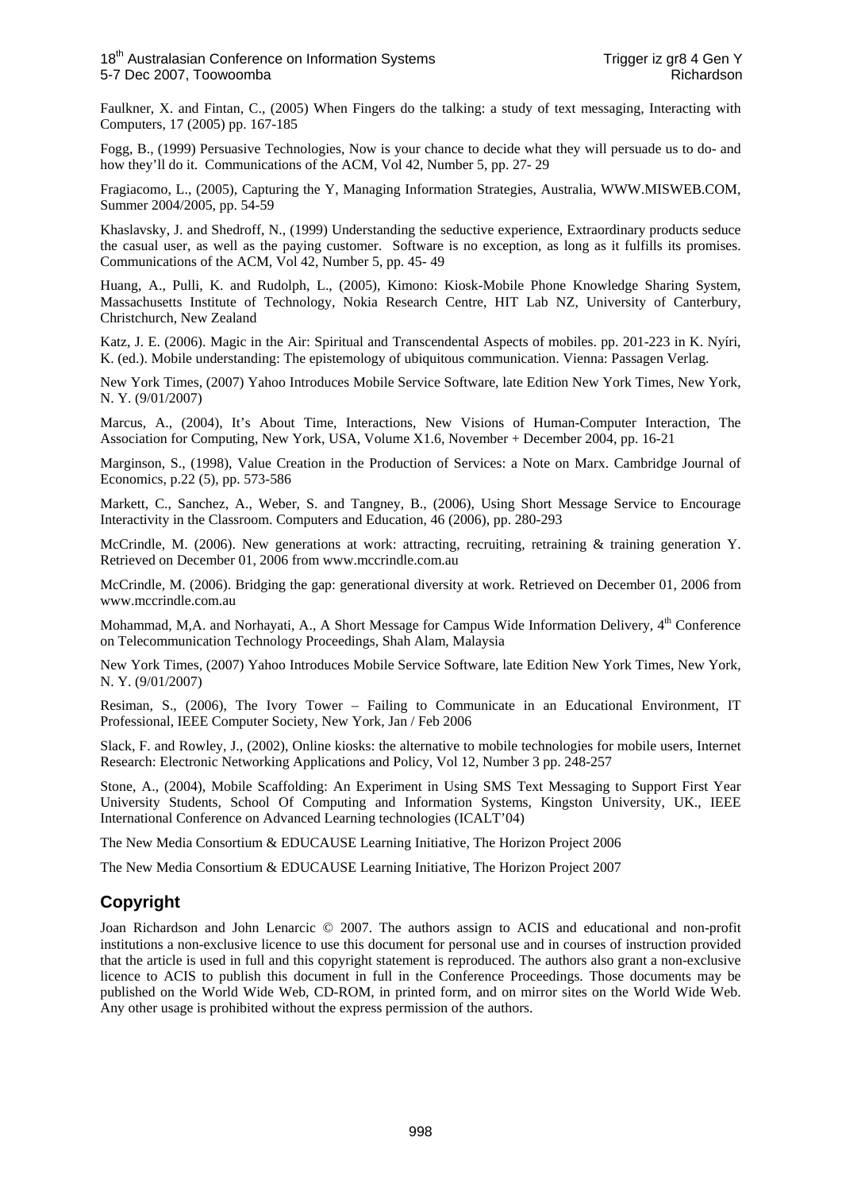Faulkner, X. and Fintan, C., (2005) When Fingers do the talking: a study of text messaging, Interacting with Computers, 17 (2005) pp. 167-185

Fogg, B., (1999) Persuasive Technologies, Now is your chance to decide what they will persuade us to do- and how they'll do it. Communications of the ACM, Vol 42, Number 5, pp. 27- 29

Fragiacomo, L., (2005), Capturing the Y, Managing Information Strategies, Australia, WWW.MISWEB.COM, Summer 2004/2005, pp. 54-59

Khaslavsky, J. and Shedroff, N., (1999) Understanding the seductive experience, Extraordinary products seduce the casual user, as well as the paying customer. Software is no exception, as long as it fulfills its promises. Communications of the ACM, Vol 42, Number 5, pp. 45- 49

Huang, A., Pulli, K. and Rudolph, L., (2005), Kimono: Kiosk-Mobile Phone Knowledge Sharing System, Massachusetts Institute of Technology, Nokia Research Centre, HIT Lab NZ, University of Canterbury, Christchurch, New Zealand

Katz, J. E. (2006). Magic in the Air: Spiritual and Transcendental Aspects of mobiles. pp. 201-223 in K. Nyíri, K. (ed.). Mobile understanding: The epistemology of ubiquitous communication. Vienna: Passagen Verlag.

New York Times, (2007) Yahoo Introduces Mobile Service Software, late Edition New York Times, New York, N. Y. (9/01/2007)

Marcus, A., (2004), It's About Time, Interactions, New Visions of Human-Computer Interaction, The Association for Computing, New York, USA, Volume X1.6, November + December 2004, pp. 16-21

Marginson, S., (1998), Value Creation in the Production of Services: a Note on Marx. Cambridge Journal of Economics, p.22 (5), pp. 573-586

Markett, C., Sanchez, A., Weber, S. and Tangney, B., (2006), Using Short Message Service to Encourage Interactivity in the Classroom. Computers and Education, 46 (2006), pp. 280-293

McCrindle, M. (2006). New generations at work: attracting, recruiting, retraining & training generation Y. Retrieved on December 01, 2006 from www.mccrindle.com.au

McCrindle, M. (2006). Bridging the gap: generational diversity at work. Retrieved on December 01, 2006 from www.mccrindle.com.au

Mohammad, M,A. and Norhayati, A., A Short Message for Campus Wide Information Delivery, 4th Conference on Telecommunication Technology Proceedings, Shah Alam, Malaysia

New York Times, (2007) Yahoo Introduces Mobile Service Software, late Edition New York Times, New York, N. Y. (9/01/2007)

Resiman, S., (2006), The Ivory Tower – Failing to Communicate in an Educational Environment, IT Professional, IEEE Computer Society, New York, Jan / Feb 2006

Slack, F. and Rowley, J., (2002), Online kiosks: the alternative to mobile technologies for mobile users, Internet Research: Electronic Networking Applications and Policy, Vol 12, Number 3 pp. 248-257

Stone, A., (2004), Mobile Scaffolding: An Experiment in Using SMS Text Messaging to Support First Year University Students, School Of Computing and Information Systems, Kingston University, UK., IEEE International Conference on Advanced Learning technologies (ICALT'04)

The New Media Consortium & EDUCAUSE Learning Initiative, The Horizon Project 2006

The New Media Consortium & EDUCAUSE Learning Initiative, The Horizon Project 2007

## Copyright

Joan Richardson and John Lenarcic © 2007. The authors assign to ACIS and educational and non-profit institutions a non-exclusive licence to use this document for personal use and in courses of instruction provided that the article is used in full and this copyright statement is reproduced. The authors also grant a non-exclusive licence to ACIS to publish this document in full in the Conference Proceedings. Those documents may be published on the World Wide Web, CD-ROM, in printed form, and on mirror sites on the World Wide Web. Any other usage is prohibited without the express permission of the authors.